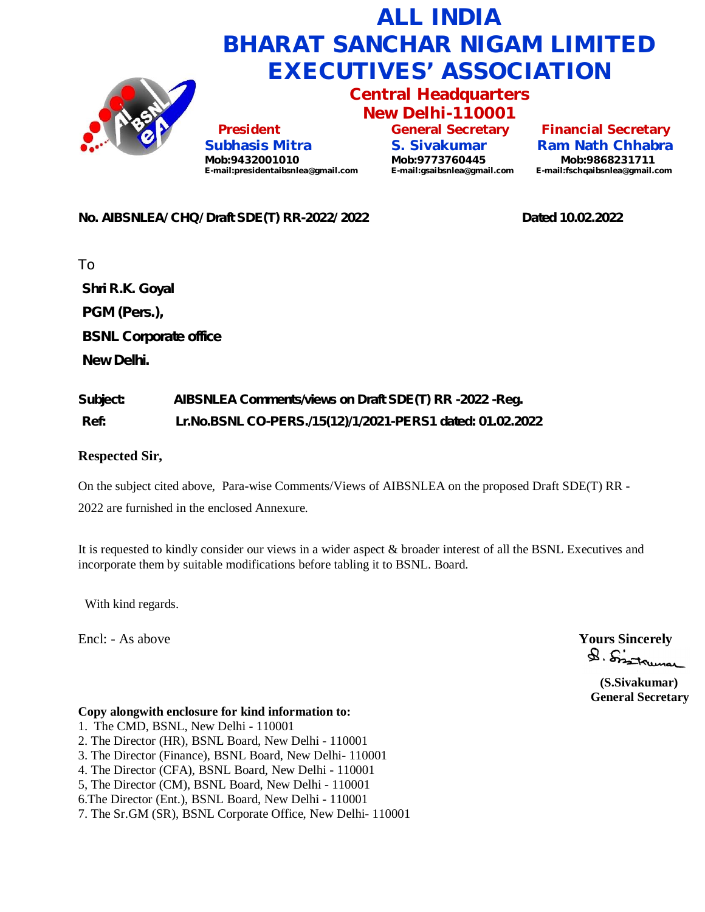# ALL INDIA BHARAT SANCHAR NIGAM LIMITED EXECUTIVES' ASSOCIATION

## Central Headquarters
## New Delhi-110001

| President | General Secretary | Financial Secretary |
|---|---|---|
| Subhasis Mitra | S. Sivakumar | Ram Nath Chhabra |
| Mob:9432001010 | Mob:9773760445 | Mob:9868231711 |
| E-mail:presidentaibsnlea@gmail.com | E-mail:gsaibsnlea@gmail.com | E-mail:fschqaibsnlea@gmail.com |

**No. AIBSNLEA/CHQ/Draft SDE(T) RR-2022/2022** **Dated 10.02.2022**

To

**Shri R.K. Goyal**

**PGM (Pers.),**

**BSNL Corporate office**

**New Delhi.**

**Subject:** **AIBSNLEA Comments/views on Draft SDE(T) RR -2022 -Reg.**

**Ref:** **Lr.No.BSNL CO-PERS./15(12)/1/2021-PERS1 dated: 01.02.2022**

**Respected Sir,**

On the subject cited above, Para-wise Comments/Views of AIBSNLEA on the proposed Draft SDE(T) RR - 2022 are furnished in the enclosed Annexure.

It is requested to kindly consider our views in a wider aspect & broader interest of all the BSNL Executives and incorporate them by suitable modifications before tabling it to BSNL. Board.

With kind regards.

Encl: - As above

**Yours Sincerely**

S. Sivakumar

**(S.Sivakumar)**
**General Secretary**

**Copy alongwith enclosure for kind information to:**

1. The CMD, BSNL, New Delhi - 110001
2. The Director (HR), BSNL Board, New Delhi - 110001
3. The Director (Finance), BSNL Board, New Delhi- 110001
4. The Director (CFA), BSNL Board, New Delhi - 110001
5, The Director (CM), BSNL Board, New Delhi - 110001
6.The Director (Ent.), BSNL Board, New Delhi - 110001
7. The Sr.GM (SR), BSNL Corporate Office, New Delhi- 110001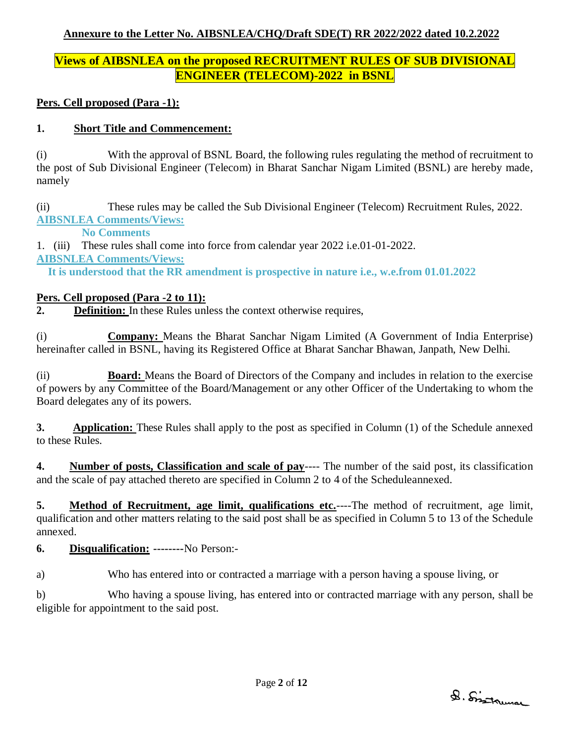**Annexure to the Letter No. AIBSNLEA/CHQ/Draft SDE(T) RR 2022/2022 dated 10.2.2022**

## Views of AIBSNLEA on the proposed RECRUITMENT RULES OF SUB DIVISIONAL ENGINEER (TELECOM)-2022 in BSNL

**Pers. Cell proposed (Para -1):**

**1. Short Title and Commencement:**

(i) With the approval of BSNL Board, the following rules regulating the method of recruitment to the post of Sub Divisional Engineer (Telecom) in Bharat Sanchar Nigam Limited (BSNL) are hereby made, namely

(ii) These rules may be called the Sub Divisional Engineer (Telecom) Recruitment Rules, 2022.

**AIBSNLEA Comments/Views:**

**No Comments**

1. (iii) These rules shall come into force from calendar year 2022 i.e.01-01-2022.

**AIBSNLEA Comments/Views:**

**It is understood that the RR amendment is prospective in nature i.e., w.e.from 01.01.2022**

**Pers. Cell proposed (Para -2 to 11):**

**2. Definition:** In these Rules unless the context otherwise requires,

(i) **Company:** Means the Bharat Sanchar Nigam Limited (A Government of India Enterprise) hereinafter called in BSNL, having its Registered Office at Bharat Sanchar Bhawan, Janpath, New Delhi.

(ii) **Board:** Means the Board of Directors of the Company and includes in relation to the exercise of powers by any Committee of the Board/Management or any other Officer of the Undertaking to whom the Board delegates any of its powers.

**3. Application:** These Rules shall apply to the post as specified in Column (1) of the Schedule annexed to these Rules.

**4. Number of posts, Classification and scale of pay**---- The number of the said post, its classification and the scale of pay attached thereto are specified in Column 2 to 4 of the Scheduleannexed.

**5. Method of Recruitment, age limit, qualifications etc.**----The method of recruitment, age limit, qualification and other matters relating to the said post shall be as specified in Column 5 to 13 of the Schedule annexed.

**6. Disqualification:** --------No Person:-

a) Who has entered into or contracted a marriage with a person having a spouse living, or

b) Who having a spouse living, has entered into or contracted marriage with any person, shall be eligible for appointment to the said post.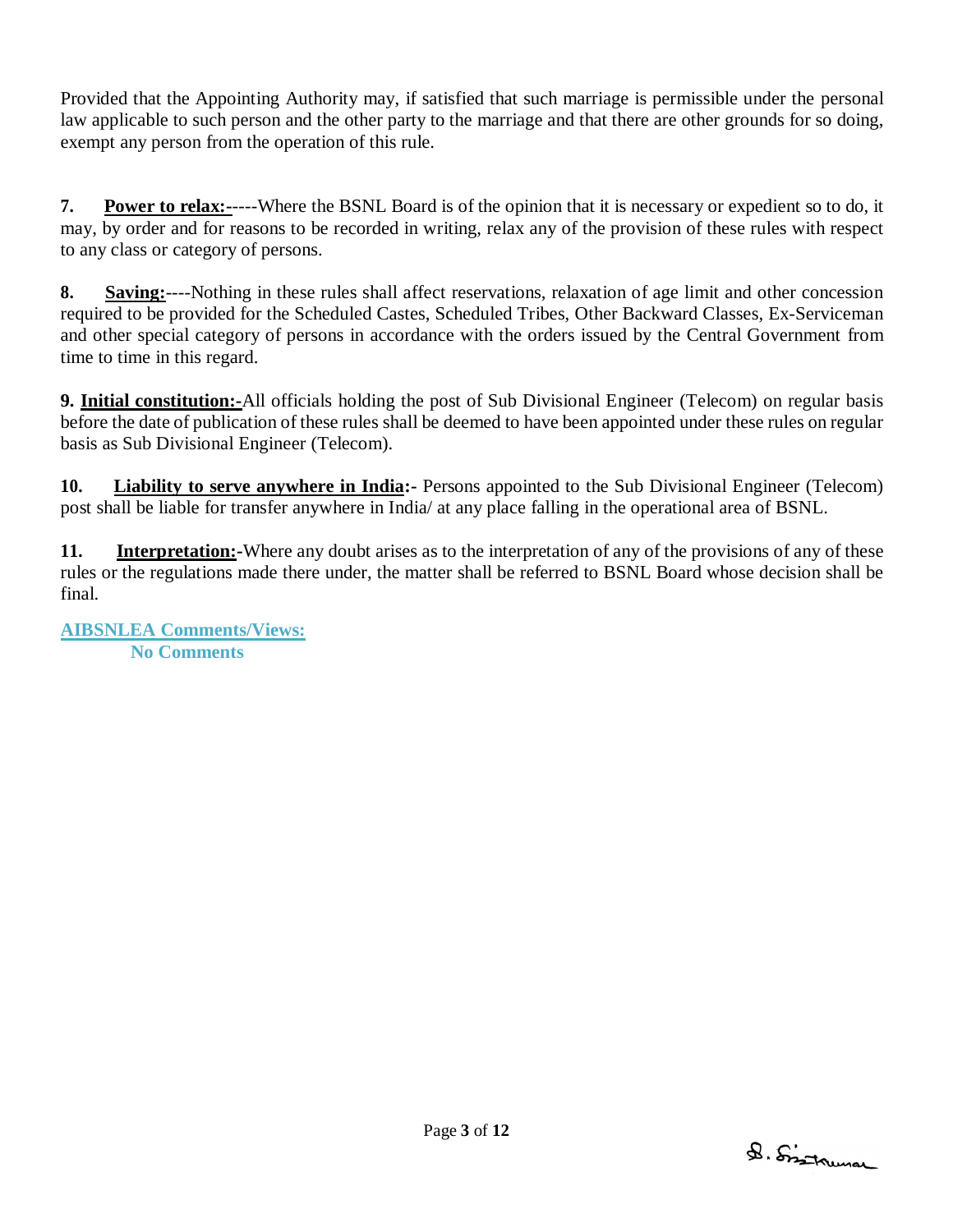Provided that the Appointing Authority may, if satisfied that such marriage is permissible under the personal law applicable to such person and the other party to the marriage and that there are other grounds for so doing, exempt any person from the operation of this rule.

**7.** **Power to relax:-**----Where the BSNL Board is of the opinion that it is necessary or expedient so to do, it may, by order and for reasons to be recorded in writing, relax any of the provision of these rules with respect to any class or category of persons.

**8.** **Saving:**----Nothing in these rules shall affect reservations, relaxation of age limit and other concession required to be provided for the Scheduled Castes, Scheduled Tribes, Other Backward Classes, Ex-Serviceman and other special category of persons in accordance with the orders issued by the Central Government from time to time in this regard.

**9.** **Initial constitution:-**All officials holding the post of Sub Divisional Engineer (Telecom) on regular basis before the date of publication of these rules shall be deemed to have been appointed under these rules on regular basis as Sub Divisional Engineer (Telecom).

**10.** **Liability to serve anywhere in India:-** Persons appointed to the Sub Divisional Engineer (Telecom) post shall be liable for transfer anywhere in India/ at any place falling in the operational area of BSNL.

**11.** **Interpretation:-**Where any doubt arises as to the interpretation of any of the provisions of any of these rules or the regulations made there under, the matter shall be referred to BSNL Board whose decision shall be final.

**AIBSNLEA Comments/Views:**
**No Comments**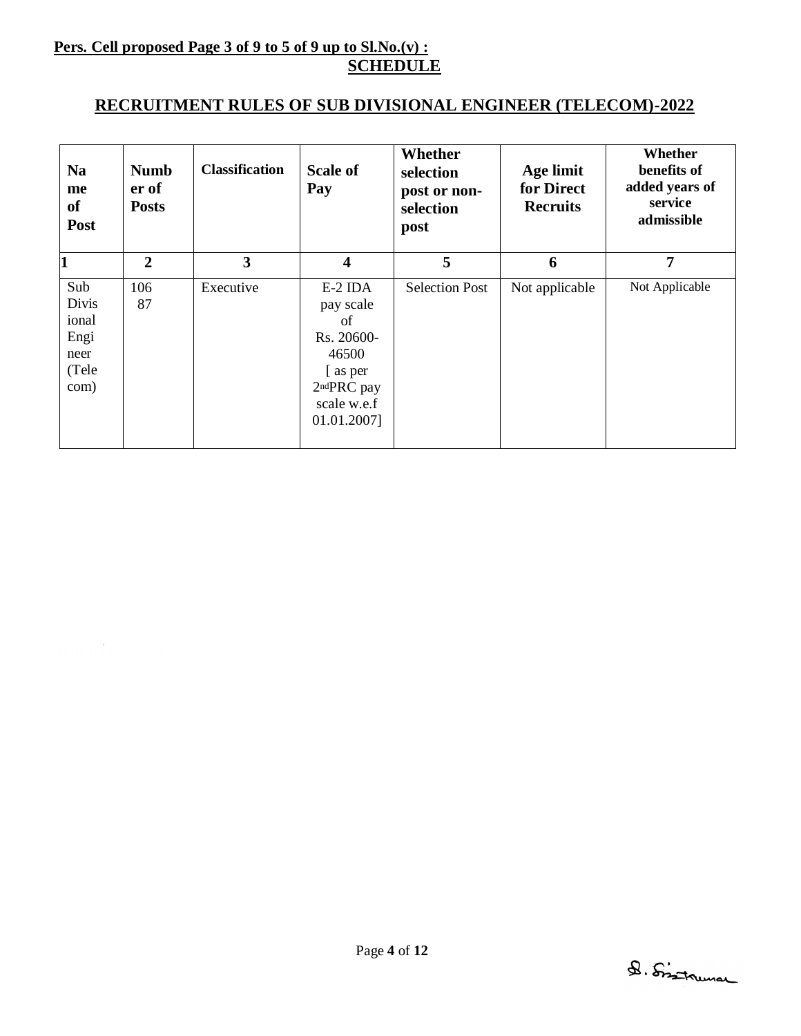**Pers. Cell proposed Page 3 of 9 to 5 of 9 up to Sl.No.(v) :**

## SCHEDULE

## RECRUITMENT RULES OF SUB DIVISIONAL ENGINEER (TELECOM)-2022

| Name of Post | Number of Posts | Classification | Scale of Pay | Whether selection post or non-selection post | Age limit for Direct Recruits | Whether benefits of added years of service admissible |
|---|---|---|---|---|---|---|
| 1 | 2 | 3 | 4 | 5 | 6 | 7 |
| Sub Divisional Engineer (Telecom) | 106 87 | Executive | E-2 IDA pay scale of Rs. 20600-46500 [ as per 2ndPRC pay scale w.e.f 01.01.2007] | Selection Post | Not applicable | Not Applicable |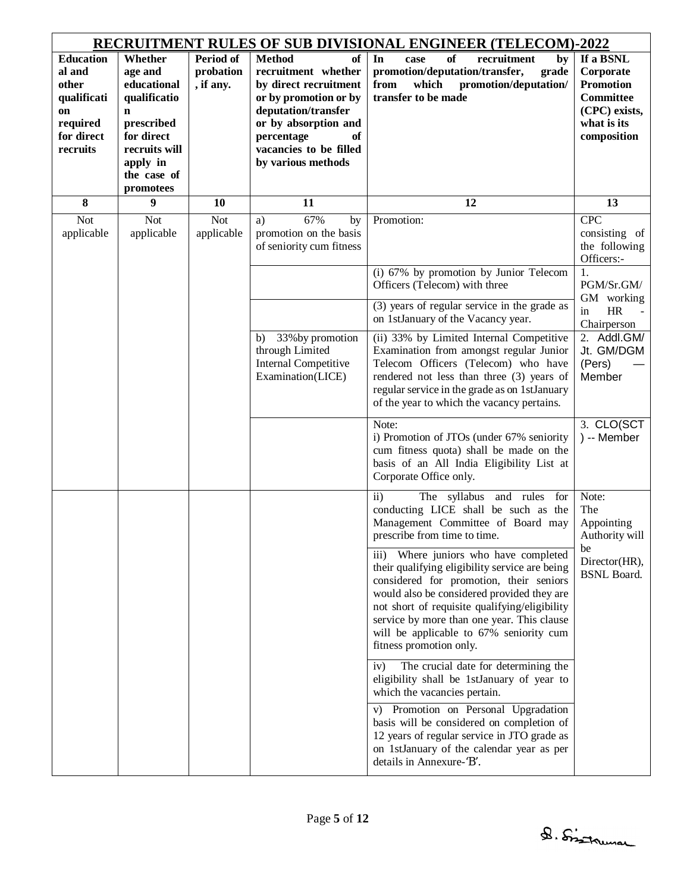## RECRUITMENT RULES OF SUB DIVISIONAL ENGINEER (TELECOM)-2022

| Educational and other qualification required for direct recruits | Whether age and educational qualification prescribed for direct recruits will apply in the case of promotees | Period of probation, if any. | Method of recruitment whether by direct recruitment or by promotion or by deputation/transfer or by absorption and percentage of vacancies to be filled by various methods | In case of recruitment by promotion/deputation/transfer, grade from which promotion/deputation/ transfer to be made | If a BSNL Corporate Promotion Committee (CPC) exists, what is its composition |
|---|---|---|---|---|---|
| 8 | 9 | 10 | 11 | 12 | 13 |
| Not applicable | Not applicable | Not applicable | a) 67% by promotion on the basis of seniority cum fitness | Promotion: | CPC consisting of the following Officers:- |
| | | | | (i) 67% by promotion by Junior Telecom Officers (Telecom) with three (3) years of regular service in the grade as on 1stJanuary of the Vacancy year. | 1. PGM/Sr.GM/ GM working in HR - Chairperson |
| | | | b) 33%by promotion through Limited Internal Competitive Examination(LICE) | (ii) 33% by Limited Internal Competitive Examination from amongst regular Junior Telecom Officers (Telecom) who have rendered not less than three (3) years of regular service in the grade as on 1stJanuary of the year to which the vacancy pertains. | 2. Addl.GM/ Jt. GM/DGM (Pers) — Member |
| | | | | Note:<br>i) Promotion of JTOs (under 67% seniority cum fitness quota) shall be made on the basis of an All India Eligibility List at Corporate Office only. | 3. CLO(SCT) -- Member |
| | | | | ii) The syllabus and rules for conducting LICE shall be such as the Management Committee of Board may prescribe from time to time. | Note: The Appointing Authority will be Director(HR), BSNL Board. |
| | | | | iii) Where juniors who have completed their qualifying eligibility service are being considered for promotion, their seniors would also be considered provided they are not short of requisite qualifying/eligibility service by more than one year. This clause will be applicable to 67% seniority cum fitness promotion only. | |
| | | | | iv) The crucial date for determining the eligibility shall be 1stJanuary of year to which the vacancies pertain. | |
| | | | | v) Promotion on Personal Upgradation basis will be considered on completion of 12 years of regular service in JTO grade as on 1stJanuary of the calendar year as per details in Annexure-'B'. | |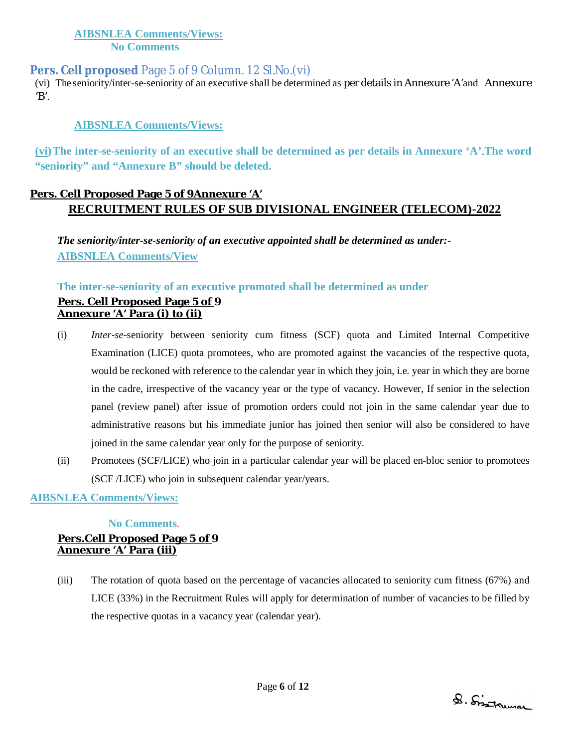**AIBSNLEA Comments/Views:**

**No Comments**

**Pers. Cell proposed** Page 5 of 9 Column. 12 Sl.No.(vi)

(vi) The seniority/inter-se-seniority of an executive shall be determined as per details in Annexure 'A' and Annexure 'B'.

**AIBSNLEA Comments/Views:**

**(vi) The inter-se-seniority of an executive shall be determined as per details in Annexure 'A'. The word "seniority" and "Annexure B" should be deleted.**

**Pers. Cell Proposed Page 5 of 9 Annexure 'A'**

## RECRUITMENT RULES OF SUB DIVISIONAL ENGINEER (TELECOM)-2022

***The seniority/inter-se-seniority of an executive appointed shall be determined as under:-***

**AIBSNLEA Comments/View**

**The inter-se-seniority of an executive promoted shall be determined as under**

**Pers. Cell Proposed Page 5 of 9**
**Annexure 'A' Para (i) to (ii)**

(i) *Inter-se*-seniority between seniority cum fitness (SCF) quota and Limited Internal Competitive Examination (LICE) quota promotees, who are promoted against the vacancies of the respective quota, would be reckoned with reference to the calendar year in which they join, i.e. year in which they are borne in the cadre, irrespective of the vacancy year or the type of vacancy. However, If senior in the selection panel (review panel) after issue of promotion orders could not join in the same calendar year due to administrative reasons but his immediate junior has joined then senior will also be considered to have joined in the same calendar year only for the purpose of seniority.

(ii) Promotees (SCF/LICE) who join in a particular calendar year will be placed en-bloc senior to promotees (SCF /LICE) who join in subsequent calendar year/years.

**AIBSNLEA Comments/Views:**

**No Comments.**

**Pers.Cell Proposed Page 5 of 9**
**Annexure 'A' Para (iii)**

(iii) The rotation of quota based on the percentage of vacancies allocated to seniority cum fitness (67%) and LICE (33%) in the Recruitment Rules will apply for determination of number of vacancies to be filled by the respective quotas in a vacancy year (calendar year).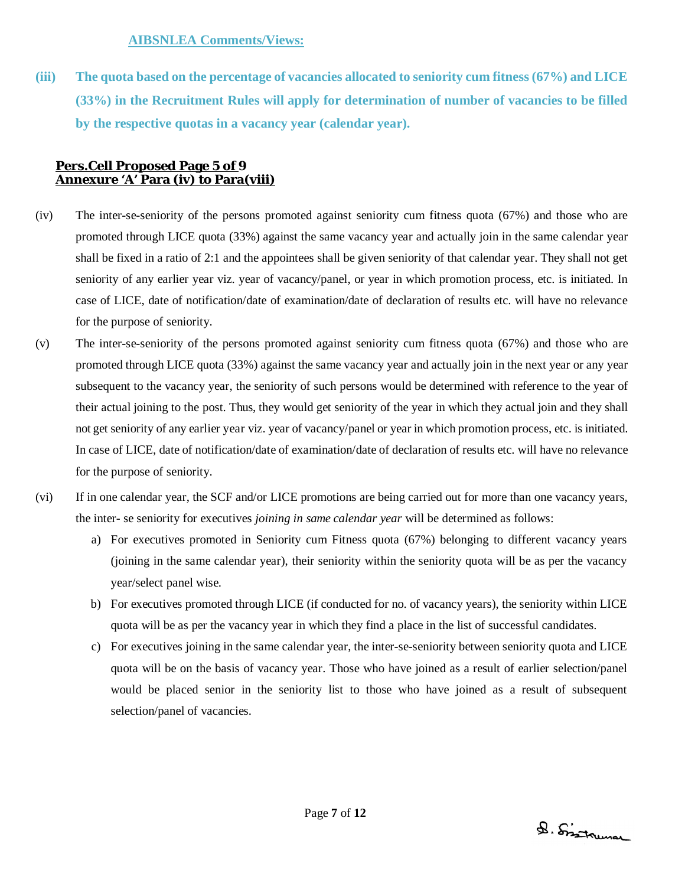**AIBSNLEA Comments/Views:**

**(iii) The quota based on the percentage of vacancies allocated to seniority cum fitness (67%) and LICE (33%) in the Recruitment Rules will apply for determination of number of vacancies to be filled by the respective quotas in a vacancy year (calendar year).**

**Pers.Cell Proposed Page 5 of 9**
**Annexure 'A' Para (iv) to Para(viii)**

(iv) The inter-se-seniority of the persons promoted against seniority cum fitness quota (67%) and those who are promoted through LICE quota (33%) against the same vacancy year and actually join in the same calendar year shall be fixed in a ratio of 2:1 and the appointees shall be given seniority of that calendar year. They shall not get seniority of any earlier year viz. year of vacancy/panel, or year in which promotion process, etc. is initiated. In case of LICE, date of notification/date of examination/date of declaration of results etc. will have no relevance for the purpose of seniority.

(v) The inter-se-seniority of the persons promoted against seniority cum fitness quota (67%) and those who are promoted through LICE quota (33%) against the same vacancy year and actually join in the next year or any year subsequent to the vacancy year, the seniority of such persons would be determined with reference to the year of their actual joining to the post. Thus, they would get seniority of the year in which they actual join and they shall not get seniority of any earlier year viz. year of vacancy/panel or year in which promotion process, etc. is initiated. In case of LICE, date of notification/date of examination/date of declaration of results etc. will have no relevance for the purpose of seniority.

(vi) If in one calendar year, the SCF and/or LICE promotions are being carried out for more than one vacancy years, the inter- se seniority for executives *joining in same calendar year* will be determined as follows:

a) For executives promoted in Seniority cum Fitness quota (67%) belonging to different vacancy years (joining in the same calendar year), their seniority within the seniority quota will be as per the vacancy year/select panel wise.

b) For executives promoted through LICE (if conducted for no. of vacancy years), the seniority within LICE quota will be as per the vacancy year in which they find a place in the list of successful candidates.

c) For executives joining in the same calendar year, the inter-se-seniority between seniority quota and LICE quota will be on the basis of vacancy year. Those who have joined as a result of earlier selection/panel would be placed senior in the seniority list to those who have joined as a result of subsequent selection/panel of vacancies.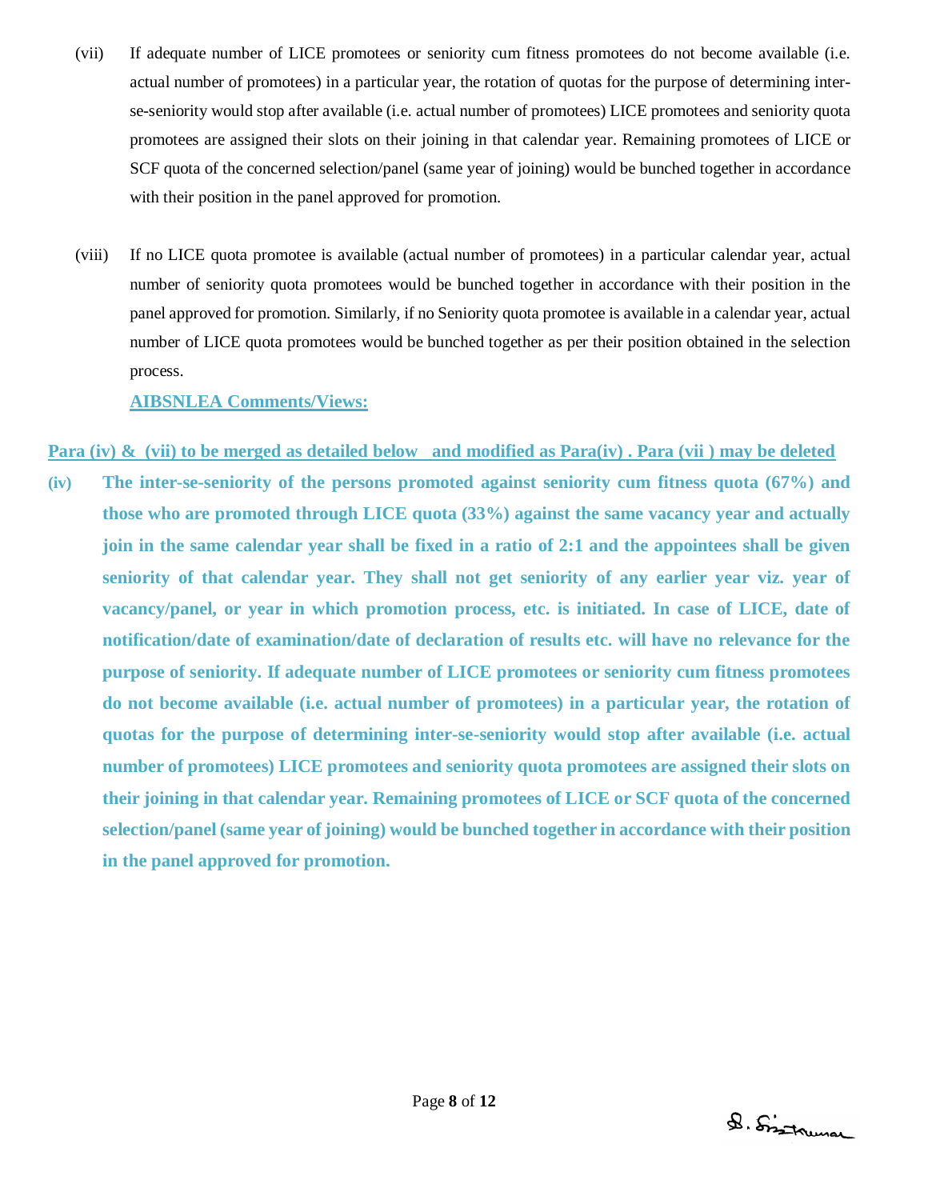(vii) If adequate number of LICE promotees or seniority cum fitness promotees do not become available (i.e. actual number of promotees) in a particular year, the rotation of quotas for the purpose of determining inter-se-seniority would stop after available (i.e. actual number of promotees) LICE promotees and seniority quota promotees are assigned their slots on their joining in that calendar year. Remaining promotees of LICE or SCF quota of the concerned selection/panel (same year of joining) would be bunched together in accordance with their position in the panel approved for promotion.

(viii) If no LICE quota promotee is available (actual number of promotees) in a particular calendar year, actual number of seniority quota promotees would be bunched together in accordance with their position in the panel approved for promotion. Similarly, if no Seniority quota promotee is available in a calendar year, actual number of LICE quota promotees would be bunched together as per their position obtained in the selection process.

**AIBSNLEA Comments/Views:**

**Para (iv) & (vii) to be merged as detailed below and modified as Para(iv) . Para (vii ) may be deleted**

**(iv) The inter-se-seniority of the persons promoted against seniority cum fitness quota (67%) and those who are promoted through LICE quota (33%) against the same vacancy year and actually join in the same calendar year shall be fixed in a ratio of 2:1 and the appointees shall be given seniority of that calendar year. They shall not get seniority of any earlier year viz. year of vacancy/panel, or year in which promotion process, etc. is initiated. In case of LICE, date of notification/date of examination/date of declaration of results etc. will have no relevance for the purpose of seniority. If adequate number of LICE promotees or seniority cum fitness promotees do not become available (i.e. actual number of promotees) in a particular year, the rotation of quotas for the purpose of determining inter-se-seniority would stop after available (i.e. actual number of promotees) LICE promotees and seniority quota promotees are assigned their slots on their joining in that calendar year. Remaining promotees of LICE or SCF quota of the concerned selection/panel (same year of joining) would be bunched together in accordance with their position in the panel approved for promotion.**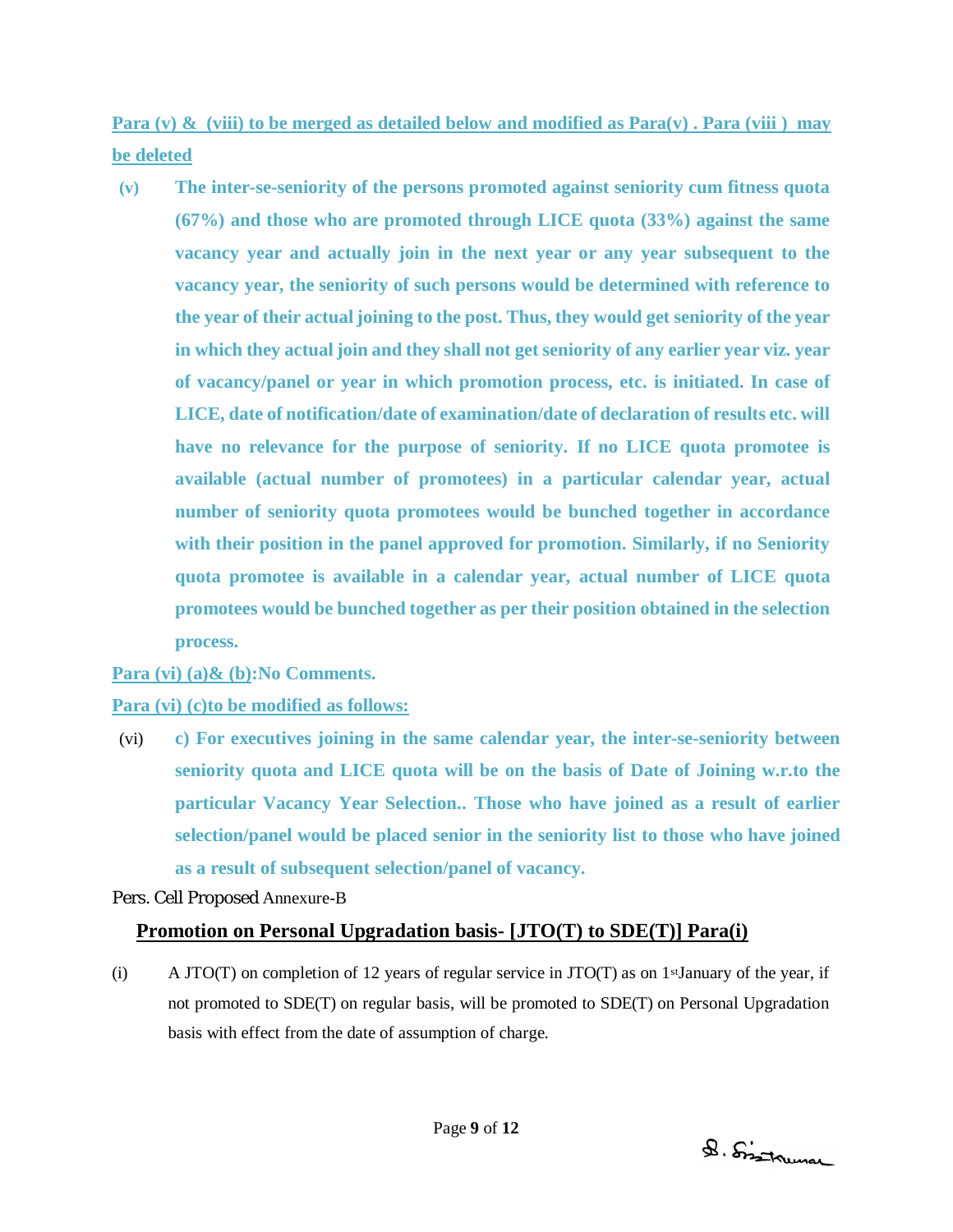**Para (v) & (viii) to be merged as detailed below and modified as Para(v) . Para (viii ) may be deleted**

(v) **The inter-se-seniority of the persons promoted against seniority cum fitness quota (67%) and those who are promoted through LICE quota (33%) against the same vacancy year and actually join in the next year or any year subsequent to the vacancy year, the seniority of such persons would be determined with reference to the year of their actual joining to the post. Thus, they would get seniority of the year in which they actual join and they shall not get seniority of any earlier year viz. year of vacancy/panel or year in which promotion process, etc. is initiated. In case of LICE, date of notification/date of examination/date of declaration of results etc. will have no relevance for the purpose of seniority. If no LICE quota promotee is available (actual number of promotees) in a particular calendar year, actual number of seniority quota promotees would be bunched together in accordance with their position in the panel approved for promotion. Similarly, if no Seniority quota promotee is available in a calendar year, actual number of LICE quota promotees would be bunched together as per their position obtained in the selection process.**

**Para (vi) (a)& (b):No Comments.**

**Para (vi) (c)to be modified as follows:**

(vi) **c) For executives joining in the same calendar year, the inter-se-seniority between seniority quota and LICE quota will be on the basis of Date of Joining w.r.to the particular Vacancy Year Selection.. Those who have joined as a result of earlier selection/panel would be placed senior in the seniority list to those who have joined as a result of subsequent selection/panel of vacancy.**

Pers. Cell Proposed Annexure-B

## Promotion on Personal Upgradation basis- [JTO(T) to SDE(T)] Para(i)

(i) A JTO(T) on completion of 12 years of regular service in JTO(T) as on 1st January of the year, if not promoted to SDE(T) on regular basis, will be promoted to SDE(T) on Personal Upgradation basis with effect from the date of assumption of charge.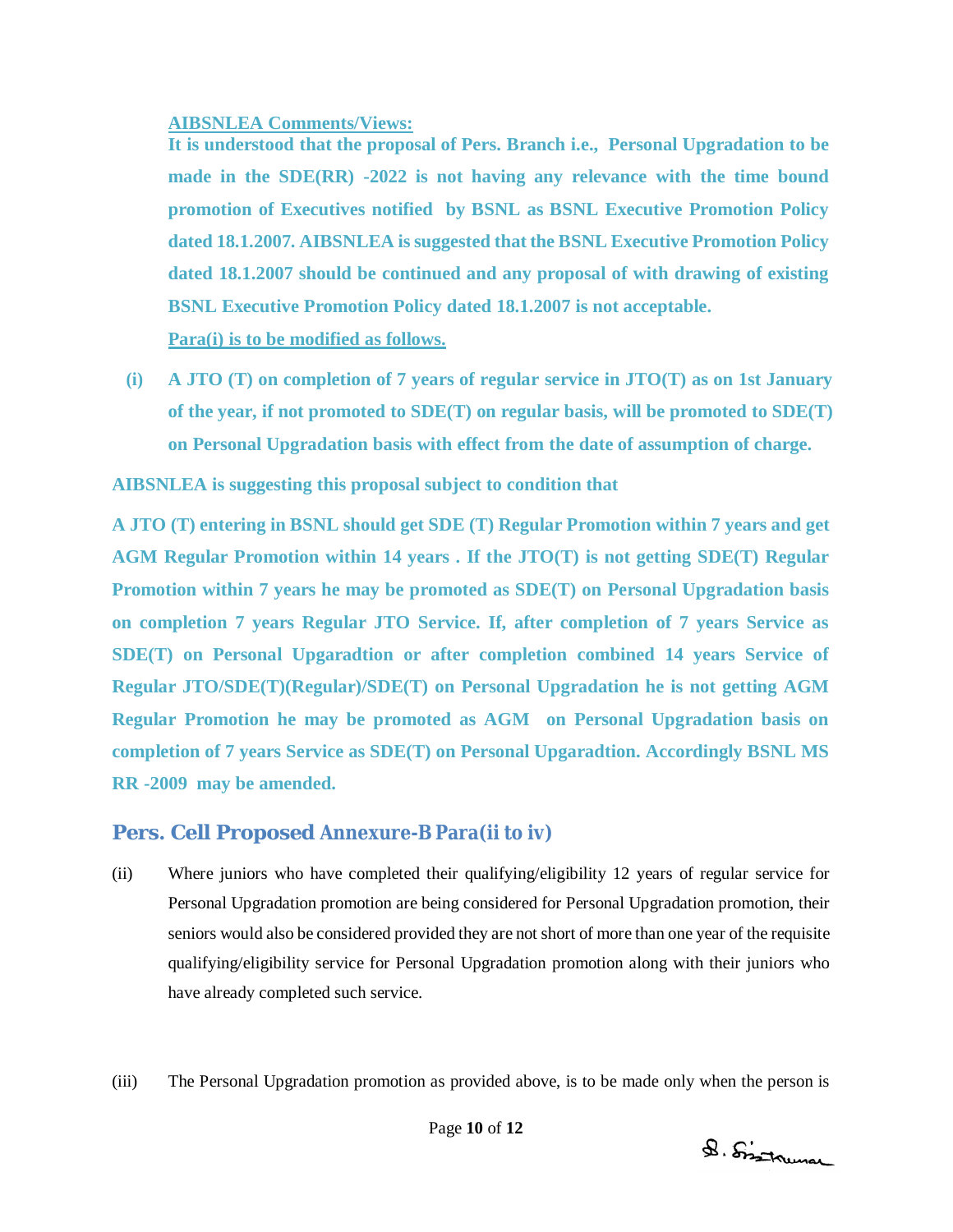**AIBSNLEA Comments/Views:**

**It is understood that the proposal of Pers. Branch i.e., Personal Upgradation to be made in the SDE(RR) -2022 is not having any relevance with the time bound promotion of Executives notified by BSNL as BSNL Executive Promotion Policy dated 18.1.2007. AIBSNLEA is suggested that the BSNL Executive Promotion Policy dated 18.1.2007 should be continued and any proposal of with drawing of existing BSNL Executive Promotion Policy dated 18.1.2007 is not acceptable.**

**Para(i) is to be modified as follows.**

**(i) A JTO (T) on completion of 7 years of regular service in JTO(T) as on 1st January of the year, if not promoted to SDE(T) on regular basis, will be promoted to SDE(T) on Personal Upgradation basis with effect from the date of assumption of charge.**

**AIBSNLEA is suggesting this proposal subject to condition that**

**A JTO (T) entering in BSNL should get SDE (T) Regular Promotion within 7 years and get AGM Regular Promotion within 14 years . If the JTO(T) is not getting SDE(T) Regular Promotion within 7 years he may be promoted as SDE(T) on Personal Upgradation basis on completion 7 years Regular JTO Service. If, after completion of 7 years Service as SDE(T) on Personal Upgaradtion or after completion combined 14 years Service of Regular JTO/SDE(T)(Regular)/SDE(T) on Personal Upgradation he is not getting AGM Regular Promotion he may be promoted as AGM on Personal Upgradation basis on completion of 7 years Service as SDE(T) on Personal Upgaradtion. Accordingly BSNL MS RR -2009 may be amended.**

## Pers. Cell Proposed Annexure-B Para(ii to iv)

(ii) Where juniors who have completed their qualifying/eligibility 12 years of regular service for Personal Upgradation promotion are being considered for Personal Upgradation promotion, their seniors would also be considered provided they are not short of more than one year of the requisite qualifying/eligibility service for Personal Upgradation promotion along with their juniors who have already completed such service.

(iii) The Personal Upgradation promotion as provided above, is to be made only when the person is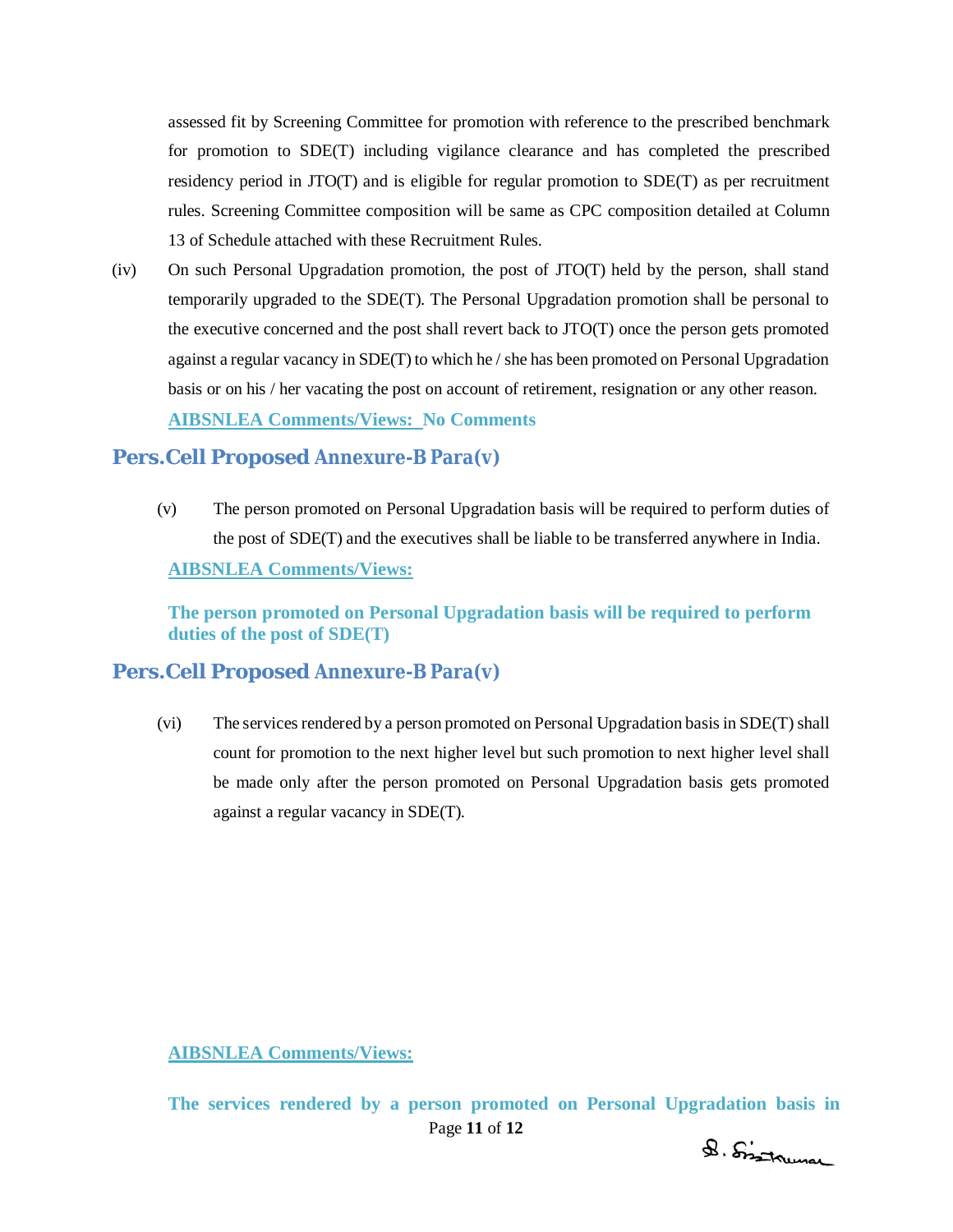assessed fit by Screening Committee for promotion with reference to the prescribed benchmark for promotion to SDE(T) including vigilance clearance and has completed the prescribed residency period in JTO(T) and is eligible for regular promotion to SDE(T) as per recruitment rules. Screening Committee composition will be same as CPC composition detailed at Column 13 of Schedule attached with these Recruitment Rules.

(iv) On such Personal Upgradation promotion, the post of JTO(T) held by the person, shall stand temporarily upgraded to the SDE(T). The Personal Upgradation promotion shall be personal to the executive concerned and the post shall revert back to JTO(T) once the person gets promoted against a regular vacancy in SDE(T) to which he / she has been promoted on Personal Upgradation basis or on his / her vacating the post on account of retirement, resignation or any other reason.

**AIBSNLEA Comments/Views: No Comments**

## Pers.Cell Proposed Annexure-B Para(v)

(v) The person promoted on Personal Upgradation basis will be required to perform duties of the post of SDE(T) and the executives shall be liable to be transferred anywhere in India.

**AIBSNLEA Comments/Views:**

**The person promoted on Personal Upgradation basis will be required to perform duties of the post of SDE(T)**

## Pers.Cell Proposed Annexure-B Para(v)

(vi) The services rendered by a person promoted on Personal Upgradation basis in SDE(T) shall count for promotion to the next higher level but such promotion to next higher level shall be made only after the person promoted on Personal Upgradation basis gets promoted against a regular vacancy in SDE(T).

**AIBSNLEA Comments/Views:**

**The services rendered by a person promoted on Personal Upgradation basis in**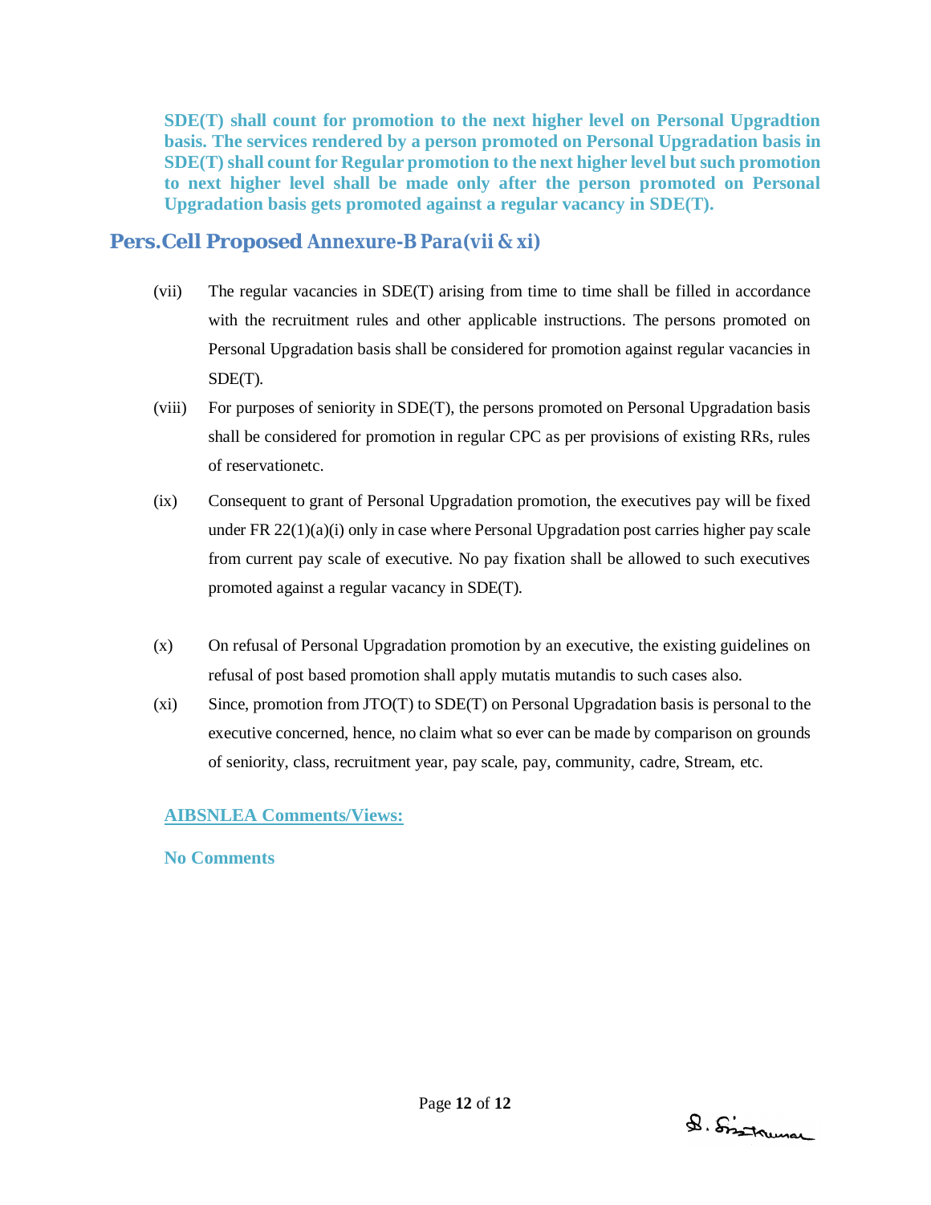**SDE(T) shall count for promotion to the next higher level on Personal Upgradtion basis. The services rendered by a person promoted on Personal Upgradation basis in SDE(T) shall count for Regular promotion to the next higher level but such promotion to next higher level shall be made only after the person promoted on Personal Upgradation basis gets promoted against a regular vacancy in SDE(T).**

## Pers.Cell Proposed Annexure-B Para(vii & xi)

(vii) The regular vacancies in SDE(T) arising from time to time shall be filled in accordance with the recruitment rules and other applicable instructions. The persons promoted on Personal Upgradation basis shall be considered for promotion against regular vacancies in SDE(T).

(viii) For purposes of seniority in SDE(T), the persons promoted on Personal Upgradation basis shall be considered for promotion in regular CPC as per provisions of existing RRs, rules of reservationetc.

(ix) Consequent to grant of Personal Upgradation promotion, the executives pay will be fixed under FR 22(1)(a)(i) only in case where Personal Upgradation post carries higher pay scale from current pay scale of executive. No pay fixation shall be allowed to such executives promoted against a regular vacancy in SDE(T).

(x) On refusal of Personal Upgradation promotion by an executive, the existing guidelines on refusal of post based promotion shall apply mutatis mutandis to such cases also.

(xi) Since, promotion from JTO(T) to SDE(T) on Personal Upgradation basis is personal to the executive concerned, hence, no claim what so ever can be made by comparison on grounds of seniority, class, recruitment year, pay scale, pay, community, cadre, Stream, etc.

**AIBSNLEA Comments/Views:**

**No Comments**